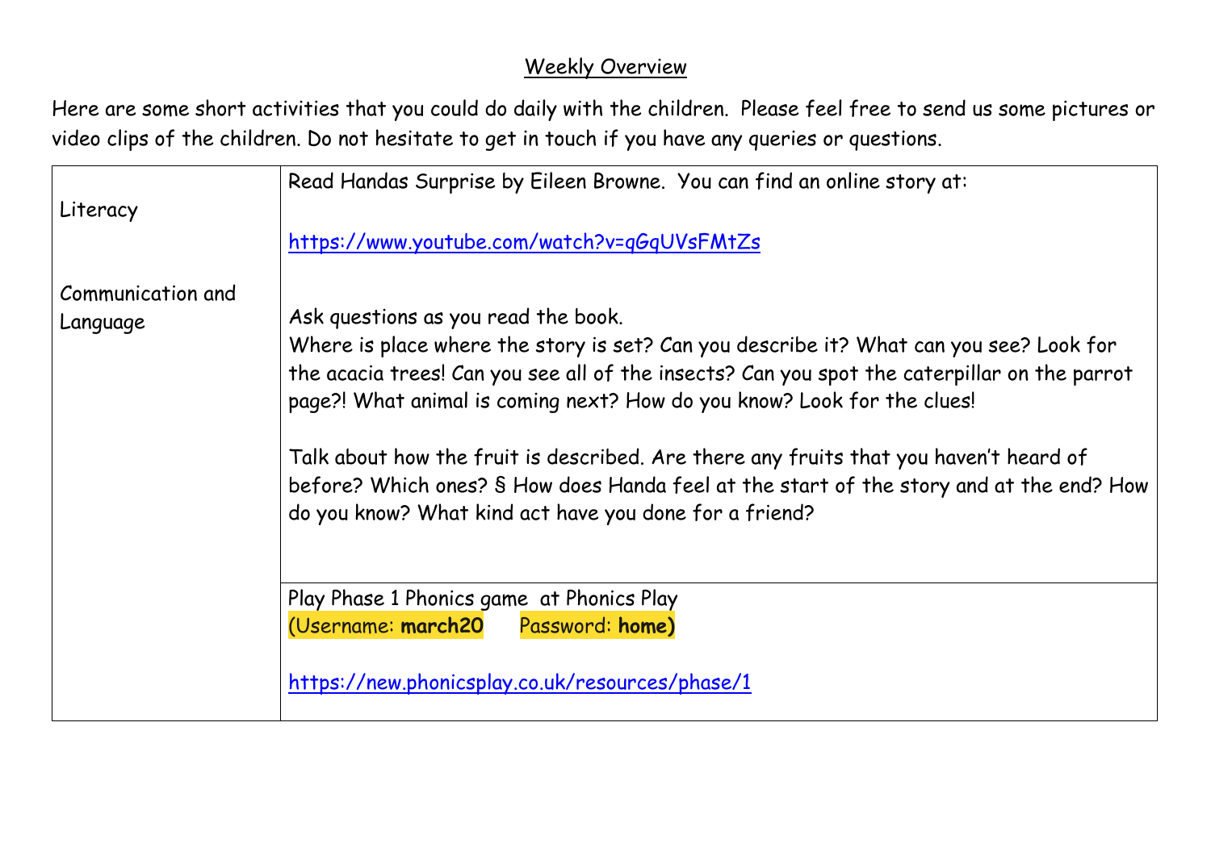# Weekly Overview

Here are some short activities that you could do daily with the children. Please feel free to send us some pictures or video clips of the children. Do not hesitate to get in touch if you have any queries or questions.

| | |
|---|---|
| Literacy<br><br>Communication and Language | Read Handas Surprise by Eileen Browne. You can find an online story at:<br><br>https://www.youtube.com/watch?v=qGqUVsFMtZs<br><br>Ask questions as you read the book.<br>Where is place where the story is set? Can you describe it? What can you see? Look for the acacia trees! Can you see all of the insects? Can you spot the caterpillar on the parrot page?! What animal is coming next? How do you know? Look for the clues!<br><br>Talk about how the fruit is described. Are there any fruits that you haven't heard of before? Which ones? § How does Handa feel at the start of the story and at the end? How do you know? What kind act have you done for a friend? |
| | Play Phase 1 Phonics game at Phonics Play<br>(Username: **march20** Password: **home)**<br><br>https://new.phonicsplay.co.uk/resources/phase/1 |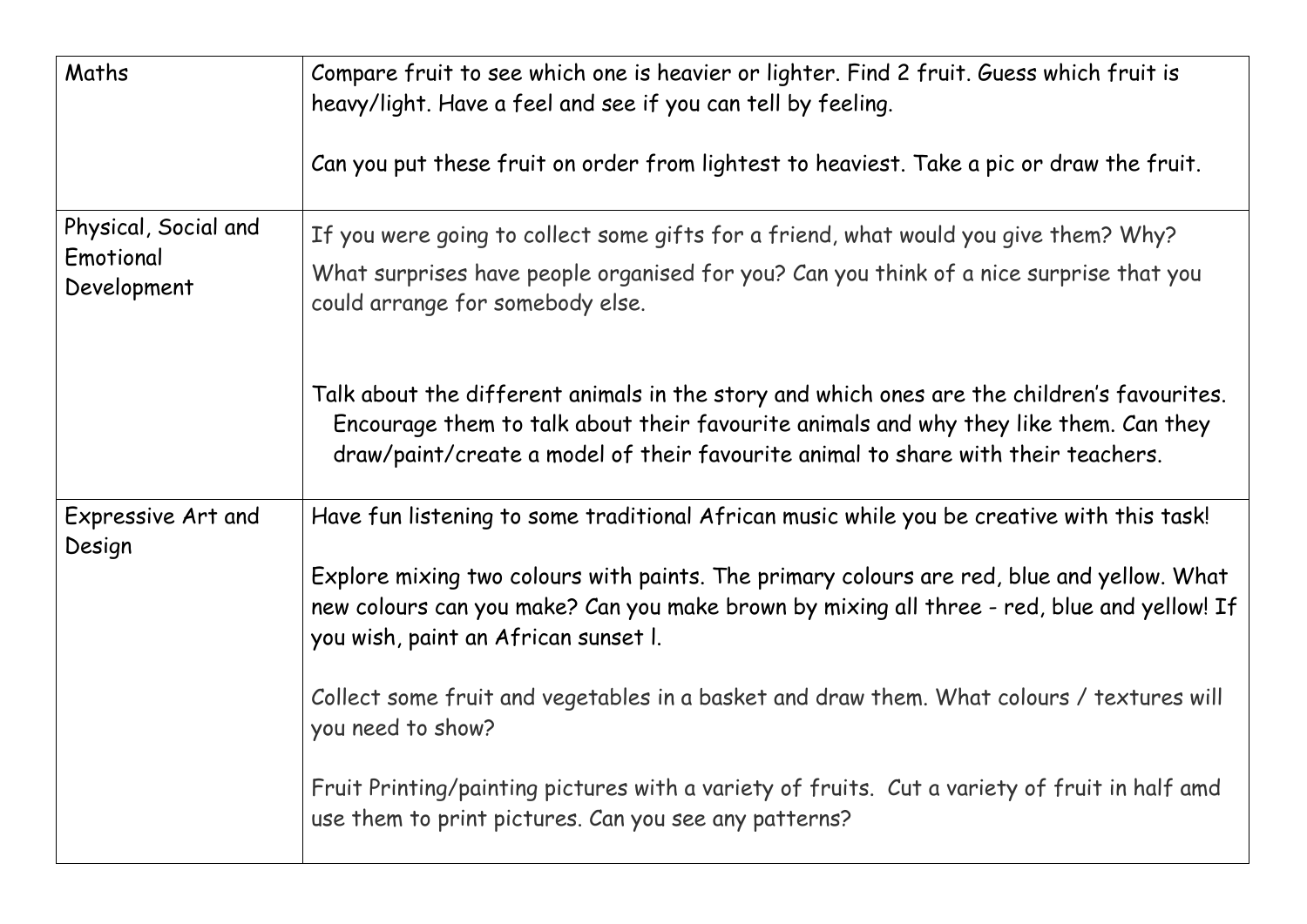| | |
|---|---|
| Maths | Compare fruit to see which one is heavier or lighter. Find 2 fruit. Guess which fruit is heavy/light. Have a feel and see if you can tell by feeling.<br><br>Can you put these fruit on order from lightest to heaviest. Take a pic or draw the fruit. |
| Physical, Social and Emotional Development | If you were going to collect some gifts for a friend, what would you give them? Why?<br>What surprises have people organised for you? Can you think of a nice surprise that you could arrange for somebody else.<br><br>Talk about the different animals in the story and which ones are the children's favourites. Encourage them to talk about their favourite animals and why they like them. Can they draw/paint/create a model of their favourite animal to share with their teachers. |
| Expressive Art and Design | Have fun listening to some traditional African music while you be creative with this task!<br><br>Explore mixing two colours with paints. The primary colours are red, blue and yellow. What new colours can you make? Can you make brown by mixing all three - red, blue and yellow! If you wish, paint an African sunset l.<br><br>Collect some fruit and vegetables in a basket and draw them. What colours / textures will you need to show?<br><br>Fruit Printing/painting pictures with a variety of fruits. Cut a variety of fruit in half amd use them to print pictures. Can you see any patterns? |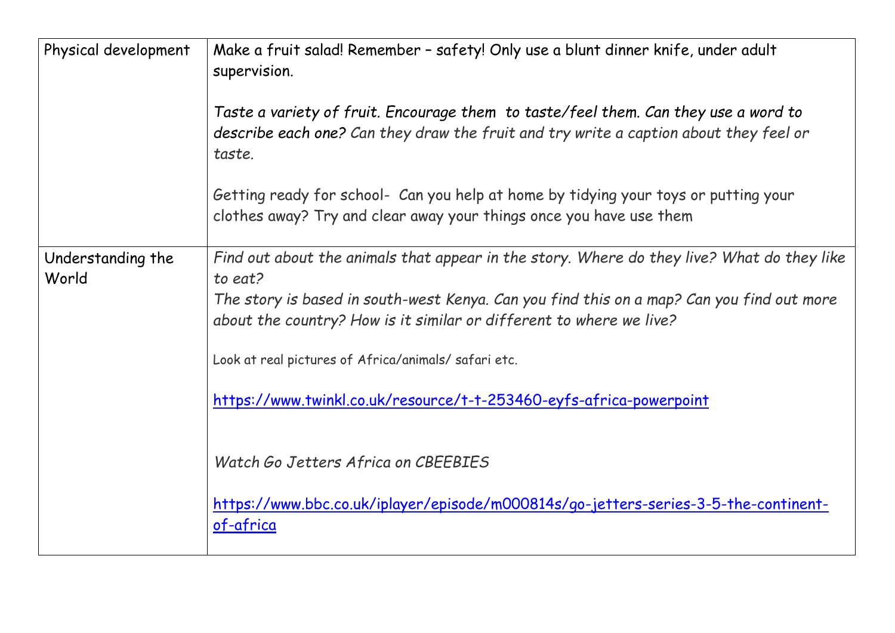| | |
|---|---|
| Physical development | Make a fruit salad! Remember – safety! Only use a blunt dinner knife, under adult supervision.<br><br>*Taste a variety of fruit. Encourage them to taste/feel them. Can they use a word to describe each one? Can they draw the fruit and try write a caption about they feel or taste.*<br><br>Getting ready for school- Can you help at home by tidying your toys or putting your clothes away? Try and clear away your things once you have use them |
| Understanding the World | *Find out about the animals that appear in the story. Where do they live? What do they like to eat?*<br>*The story is based in south-west Kenya. Can you find this on a map? Can you find out more about the country? How is it similar or different to where we live?*<br><br>Look at real pictures of Africa/animals/ safari etc.<br><br>https://www.twinkl.co.uk/resource/t-t-253460-eyfs-africa-powerpoint<br><br>*Watch Go Jetters Africa on CBEEBIES*<br><br>https://www.bbc.co.uk/iplayer/episode/m000814s/go-jetters-series-3-5-the-continent-of-africa |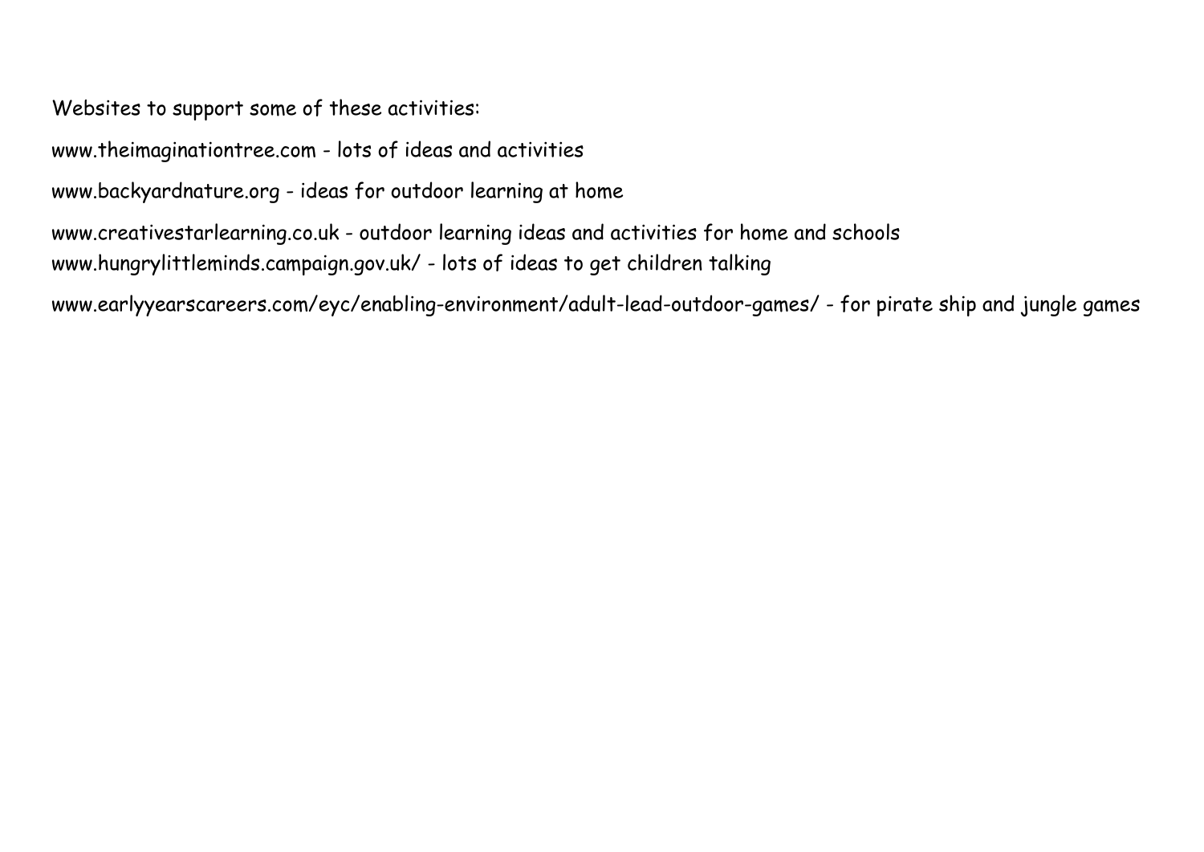Websites to support some of these activities:

www.theimaginationtree.com - lots of ideas and activities

www.backyardnature.org - ideas for outdoor learning at home

www.creativestarlearning.co.uk - outdoor learning ideas and activities for home and schools

www.hungrylittleminds.campaign.gov.uk/ - lots of ideas to get children talking

www.earlyyearscareers.com/eyc/enabling-environment/adult-lead-outdoor-games/ - for pirate ship and jungle games